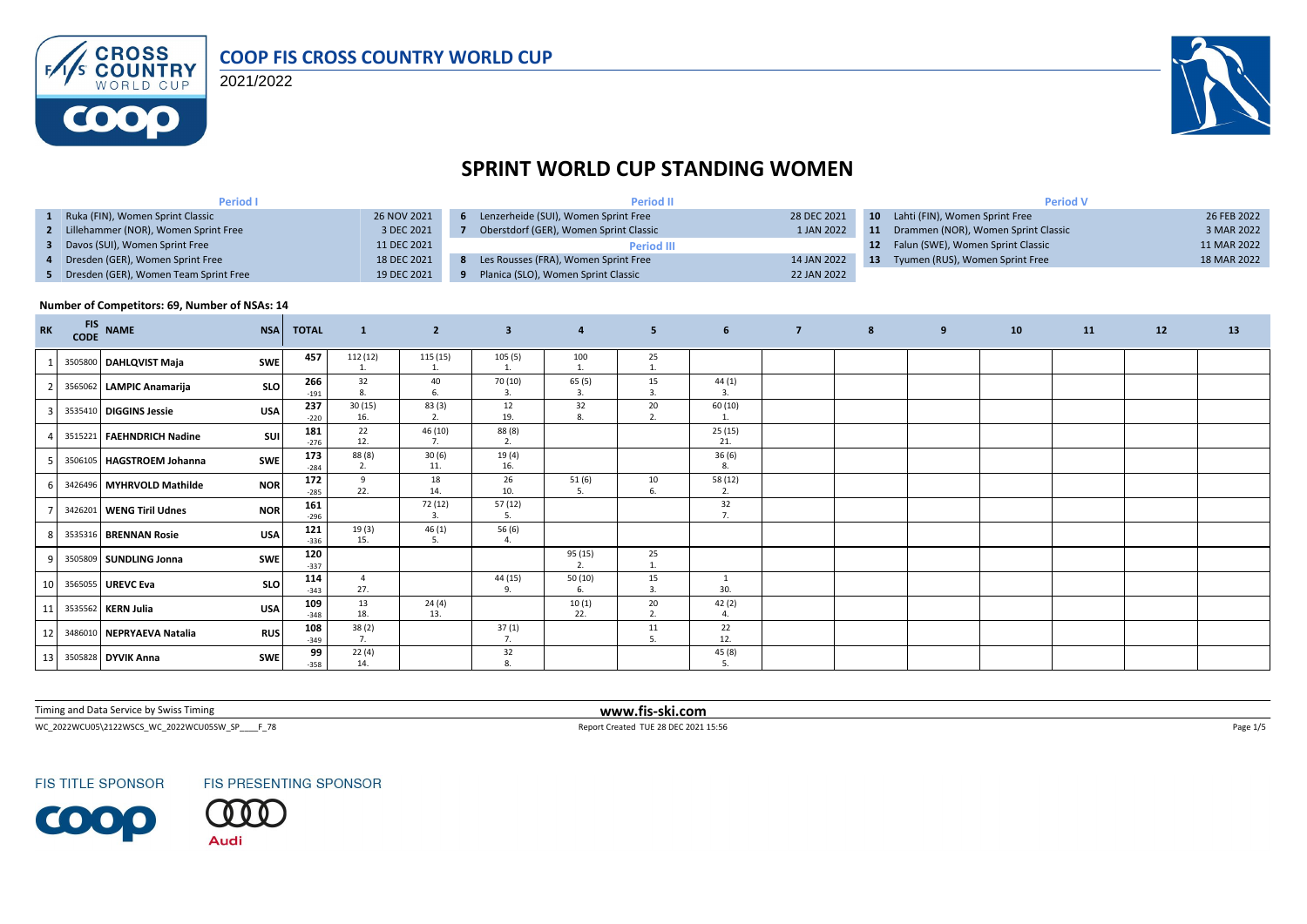# COOP FIS CROSS COUNTRY WORLD CUP

2021/2022

## SPRINT WORLD CUP STANDING WOMEN

| Period I | | | Period II | | | Period V | | |
|---|---|---|---|---|---|---|---|---|
| 1 | Ruka (FIN), Women Sprint Classic | 26 NOV 2021 | 6 | Lenzerheide (SUI), Women Sprint Free | 28 DEC 2021 | 10 | Lahti (FIN), Women Sprint Free | 26 FEB 2022 |
| 2 | Lillehammer (NOR), Women Sprint Free | 3 DEC 2021 | 7 | Oberstdorf (GER), Women Sprint Classic | 1 JAN 2022 | 11 | Drammen (NOR), Women Sprint Classic | 3 MAR 2022 |
| 3 | Davos (SUI), Women Sprint Free | 11 DEC 2021 | | Period III | | 12 | Falun (SWE), Women Sprint Classic | 11 MAR 2022 |
| 4 | Dresden (GER), Women Sprint Free | 18 DEC 2021 | 8 | Les Rousses (FRA), Women Sprint Free | 14 JAN 2022 | 13 | Tyumen (RUS), Women Sprint Free | 18 MAR 2022 |
| 5 | Dresden (GER), Women Team Sprint Free | 19 DEC 2021 | 9 | Planica (SLO), Women Sprint Classic | 22 JAN 2022 | | | |

**Number of Competitors: 69, Number of NSAs: 14**

| RK | FIS CODE | NAME | NSA | TOTAL | 1 | 2 | 3 | 4 | 5 | 6 | 7 | 8 | 9 | 10 | 11 | 12 | 13 |
|---|---|---|---|---|---|---|---|---|---|---|---|---|---|---|---|---|---|
| 1 | 3505800 | DAHLQVIST Maja | SWE | 457 | 112 (12) 1. | 115 (15) 1. | 105 (5) 1. | 100 1. | 25 1. | | | | | | | | |
| 2 | 3565062 | LAMPIC Anamarija | SLO | 266 -191 | 32 8. | 40 6. | 70 (10) 3. | 65 (5) 3. | 15 3. | 44 (1) 3. | | | | | | | |
| 3 | 3535410 | DIGGINS Jessie | USA | 237 -220 | 30 (15) 16. | 83 (3) 2. | 12 19. | 32 8. | 20 2. | 60 (10) 1. | | | | | | | |
| 4 | 3515221 | FAEHNDRICH Nadine | SUI | 181 -276 | 22 12. | 46 (10) 7. | 88 (8) 2. | | | 25 (15) 21. | | | | | | | |
| 5 | 3506105 | HAGSTROEM Johanna | SWE | 173 -284 | 88 (8) 2. | 30 (6) 11. | 19 (4) 16. | | | 36 (6) 8. | | | | | | | |
| 6 | 3426496 | MYHRVOLD Mathilde | NOR | 172 -285 | 9 22. | 18 14. | 26 10. | 51 (6) 5. | 10 6. | 58 (12) 2. | | | | | | | |
| 7 | 3426201 | WENG Tiril Udnes | NOR | 161 -296 | | 72 (12) 3. | 57 (12) 5. | | | 32 7. | | | | | | | |
| 8 | 3535316 | BRENNAN Rosie | USA | 121 -336 | 19 (3) 15. | 46 (1) 5. | 56 (6) 4. | | | | | | | | | | |
| 9 | 3505809 | SUNDLING Jonna | SWE | 120 -337 | | | | 95 (15) 2. | 25 1. | | | | | | | | |
| 10 | 3565055 | UREVC Eva | SLO | 114 -343 | 4 27. | | 44 (15) 9. | 50 (10) 6. | 15 3. | 1 30. | | | | | | | |
| 11 | 3535562 | KERN Julia | USA | 109 -348 | 13 18. | 24 (4) 13. | | 10 (1) 22. | 20 2. | 42 (2) 4. | | | | | | | |
| 12 | 3486010 | NEPRYAEVA Natalia | RUS | 108 -349 | 38 (2) 7. | | 37 (1) 7. | | 11 5. | 22 12. | | | | | | | |
| 13 | 3505828 | DYVIK Anna | SWE | 99 -358 | 22 (4) 14. | | 32 8. | | | 45 (8) 5. | | | | | | | |

Timing and Data Service by Swiss Timing

www.fis-ski.com

WC_2022WCU05\2122WSCS_WC_2022WCU05SW_SP____F_78

Report Created TUE 28 DEC 2021 15:56

FIS TITLE SPONSOR

FIS PRESENTING SPONSOR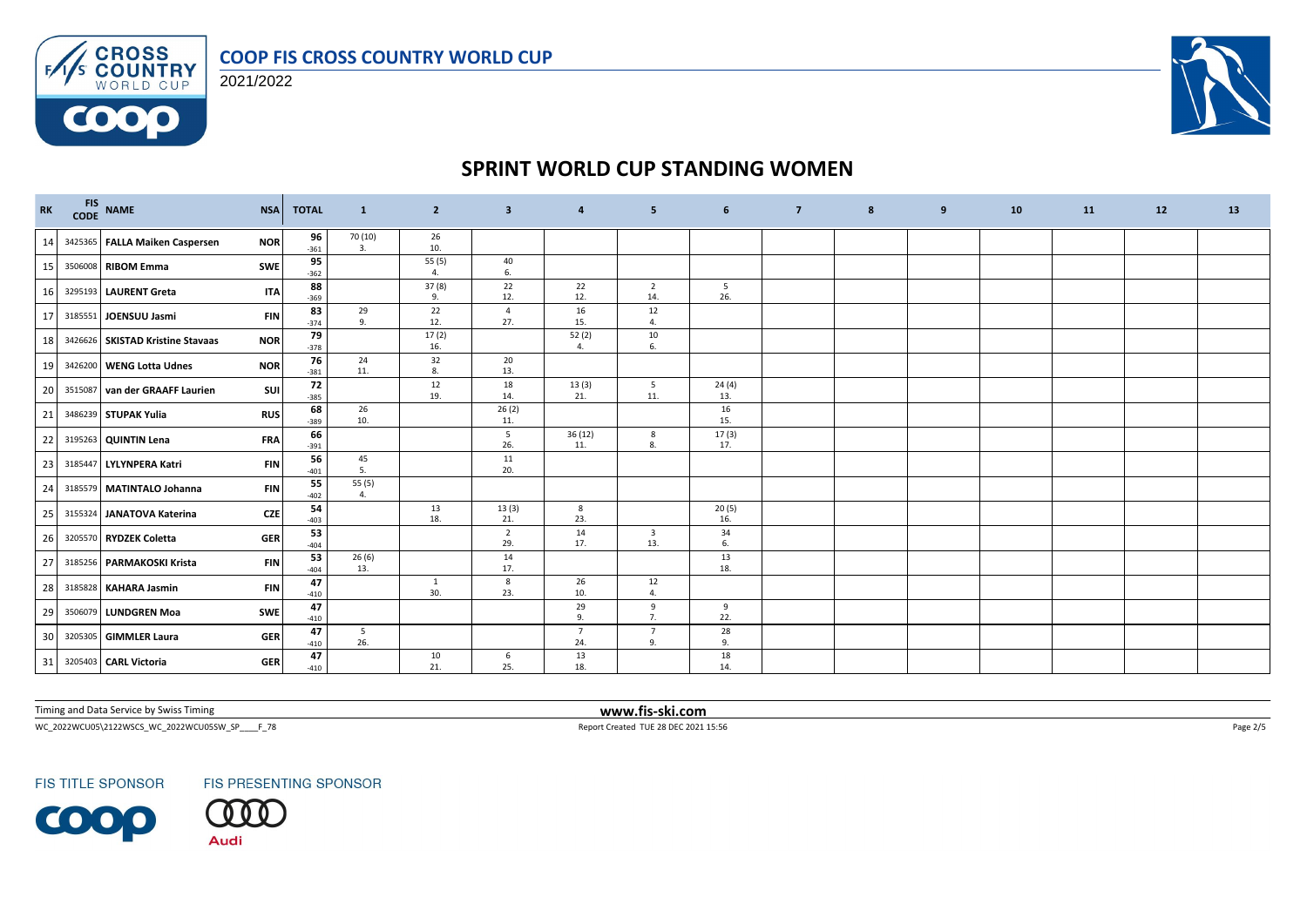# SPRINT WORLD CUP STANDING WOMEN

| RK | FIS CODE | NAME | NSA | TOTAL | 1 | 2 | 3 | 4 | 5 | 6 | 7 | 8 | 9 | 10 | 11 | 12 | 13 |
|---|---|---|---|---|---|---|---|---|---|---|---|---|---|---|---|---|---|
| 14 | 3425365 | **FALLA Maiken Caspersen** | NOR | 96<br>-361 | 70 (10)<br>3. | 26<br>10. | | | | | | | | | | | |
| 15 | 3506008 | **RIBOM Emma** | SWE | 95<br>-362 | | 55 (5)<br>4. | 40<br>6. | | | | | | | | | | |
| 16 | 3295193 | **LAURENT Greta** | ITA | 88<br>-369 | | 37 (8)<br>9. | 22<br>12. | 22<br>12. | 2<br>14. | 5<br>26. | | | | | | | |
| 17 | 3185551 | **JOENSUU Jasmi** | FIN | 83<br>-374 | 29<br>9. | 22<br>12. | 4<br>27. | 16<br>15. | 12<br>4. | | | | | | | | |
| 18 | 3426626 | **SKISTAD Kristine Stavaas** | NOR | 79<br>-378 | | 17 (2)<br>16. | | 52 (2)<br>4. | 10<br>6. | | | | | | | | |
| 19 | 3426200 | **WENG Lotta Udnes** | NOR | 76<br>-381 | 24<br>11. | 32<br>8. | 20<br>13. | | | | | | | | | | |
| 20 | 3515087 | **van der GRAAFF Laurien** | SUI | 72<br>-385 | | 12<br>19. | 18<br>14. | 13 (3)<br>21. | 5<br>11. | 24 (4)<br>13. | | | | | | | |
| 21 | 3486239 | **STUPAK Yulia** | RUS | 68<br>-389 | 26<br>10. | | 26 (2)<br>11. | | | 16<br>15. | | | | | | | |
| 22 | 3195263 | **QUINTIN Lena** | FRA | 66<br>-391 | | | 5<br>26. | 36 (12)<br>11. | 8<br>8. | 17 (3)<br>17. | | | | | | | |
| 23 | 3185447 | **LYLYNPERA Katri** | FIN | 56<br>-401 | 45<br>5. | | 11<br>20. | | | | | | | | | | |
| 24 | 3185579 | **MATINTALO Johanna** | FIN | 55<br>-402 | 55 (5)<br>4. | | | | | | | | | | | | |
| 25 | 3155324 | **JANATOVA Katerina** | CZE | 54<br>-403 | | 13<br>18. | 13 (3)<br>21. | 8<br>23. | | 20 (5)<br>16. | | | | | | | |
| 26 | 3205570 | **RYDZEK Coletta** | GER | 53<br>-404 | | | 2<br>29. | 14<br>17. | 3<br>13. | 34<br>6. | | | | | | | |
| 27 | 3185256 | **PARMAKOSKI Krista** | FIN | 53<br>-404 | 26 (6)<br>13. | | 14<br>17. | | | 13<br>18. | | | | | | | |
| 28 | 3185828 | **KAHARA Jasmin** | FIN | 47<br>-410 | | 1<br>30. | 8<br>23. | 26<br>10. | 12<br>4. | | | | | | | | |
| 29 | 3506079 | **LUNDGREN Moa** | SWE | 47<br>-410 | | | | 29<br>9. | 9<br>7. | 9<br>22. | | | | | | | |
| 30 | 3205305 | **GIMMLER Laura** | GER | 47<br>-410 | 5<br>26. | | | 7<br>24. | 7<br>9. | 28<br>9. | | | | | | | |
| 31 | 3205403 | **CARL Victoria** | GER | 47<br>-410 | | 10<br>21. | 6<br>25. | 13<br>18. | | 18<br>14. | | | | | | | |

Timing and Data Service by Swiss Timing

**www.fis-ski.com**

WC_2022WCU05\2122WSCS_WC_2022WCU05SW_SP____F_78

Report Created TUE 28 DEC 2021 15:56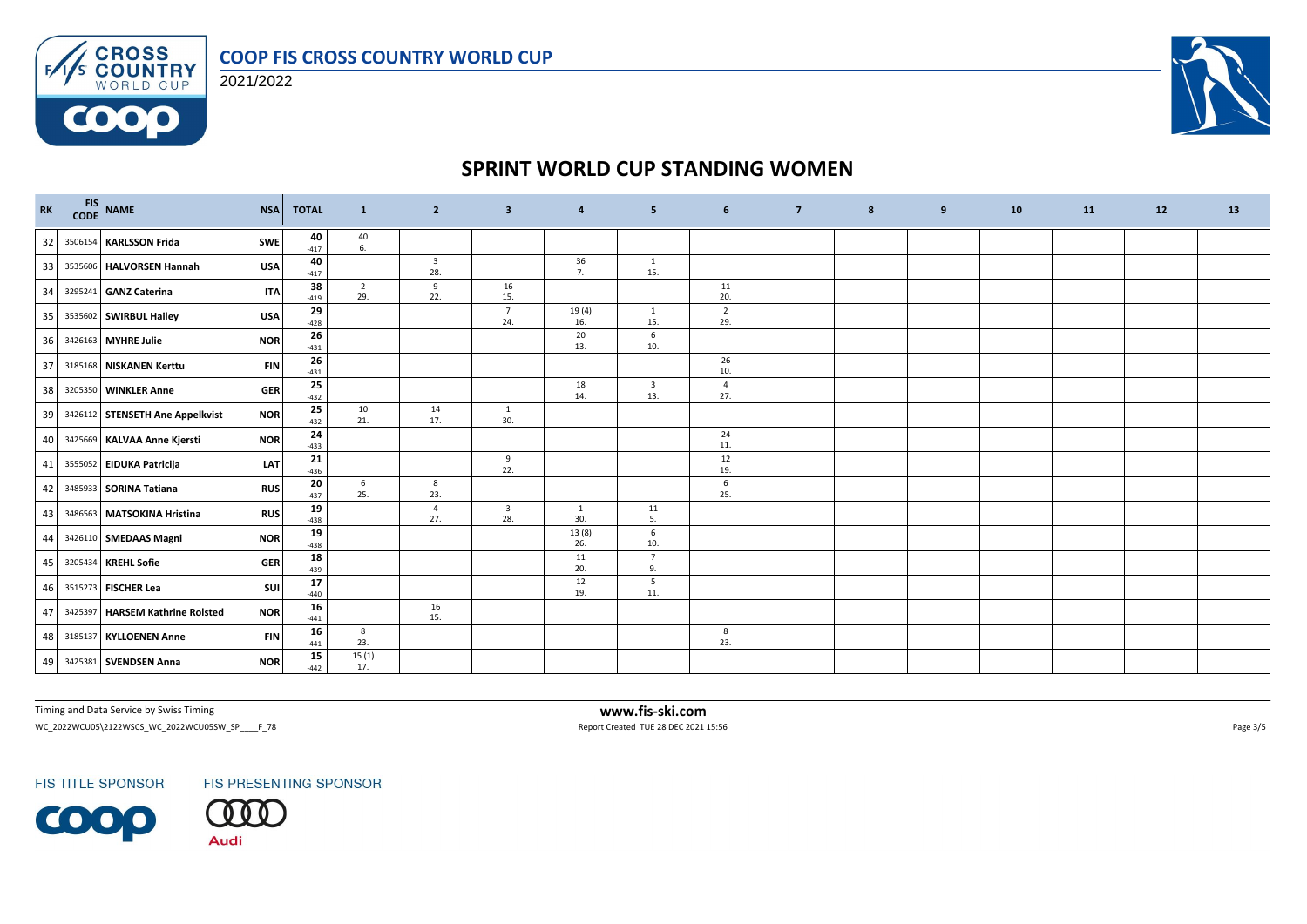**COOP FIS CROSS COUNTRY WORLD CUP**

2021/2022

# SPRINT WORLD CUP STANDING WOMEN

| RK | FIS CODE | NAME | NSA | TOTAL | 1 | 2 | 3 | 4 | 5 | 6 | 7 | 8 | 9 | 10 | 11 | 12 | 13 |
|---|---|---|---|---|---|---|---|---|---|---|---|---|---|---|---|---|---|
| 32 | 3506154 | KARLSSON Frida | SWE | 40<br>-417 | 40<br>6. | | | | | | | | | | | | |
| 33 | 3535606 | HALVORSEN Hannah | USA | 40<br>-417 | | 3<br>28. | | 36<br>7. | 1<br>15. | | | | | | | | |
| 34 | 3295241 | GANZ Caterina | ITA | 38<br>-419 | 2<br>29. | 9<br>22. | 16<br>15. | | | 11<br>20. | | | | | | | |
| 35 | 3535602 | SWIRBUL Hailey | USA | 29<br>-428 | | | 7<br>24. | 19 (4)<br>16. | 1<br>15. | 2<br>29. | | | | | | | |
| 36 | 3426163 | MYHRE Julie | NOR | 26<br>-431 | | | | 20<br>13. | 6<br>10. | | | | | | | | |
| 37 | 3185168 | NISKANEN Kerttu | FIN | 26<br>-431 | | | | | | 26<br>10. | | | | | | | |
| 38 | 3205350 | WINKLER Anne | GER | 25<br>-432 | | | | 18<br>14. | 3<br>13. | 4<br>27. | | | | | | | |
| 39 | 3426112 | STENSETH Ane Appelkvist | NOR | 25<br>-432 | 10<br>21. | 14<br>17. | 1<br>30. | | | | | | | | | | |
| 40 | 3425669 | KALVAA Anne Kjersti | NOR | 24<br>-433 | | | | | | 24<br>11. | | | | | | | |
| 41 | 3555052 | EIDUKA Patricija | LAT | 21<br>-436 | | | 9<br>22. | | | 12<br>19. | | | | | | | |
| 42 | 3485933 | SORINA Tatiana | RUS | 20<br>-437 | 6<br>25. | 8<br>23. | | | | 6<br>25. | | | | | | | |
| 43 | 3486563 | MATSOKINA Hristina | RUS | 19<br>-438 | | 4<br>27. | 3<br>28. | 1<br>30. | 11<br>5. | | | | | | | | |
| 44 | 3426110 | SMEDAAS Magni | NOR | 19<br>-438 | | | | 13 (8)<br>26. | 6<br>10. | | | | | | | | |
| 45 | 3205434 | KREHL Sofie | GER | 18<br>-439 | | | | 11<br>20. | 7<br>9. | | | | | | | | |
| 46 | 3515273 | FISCHER Lea | SUI | 17<br>-440 | | | | 12<br>19. | 5<br>11. | | | | | | | | |
| 47 | 3425397 | HARSEM Kathrine Rolsted | NOR | 16<br>-441 | | 16<br>15. | | | | | | | | | | | |
| 48 | 3185137 | KYLLOENEN Anne | FIN | 16<br>-441 | 8<br>23. | | | | | 8<br>23. | | | | | | | |
| 49 | 3425381 | SVENDSEN Anna | NOR | 15<br>-442 | 15 (1)<br>17. | | | | | | | | | | | | |

Timing and Data Service by Swiss Timing

www.fis-ski.com

WC_2022WCU05\2122WSCS_WC_2022WCU05SW_SP____F_78

Report Created TUE 28 DEC 2021 15:56

FIS TITLE SPONSOR

FIS PRESENTING SPONSOR

Audi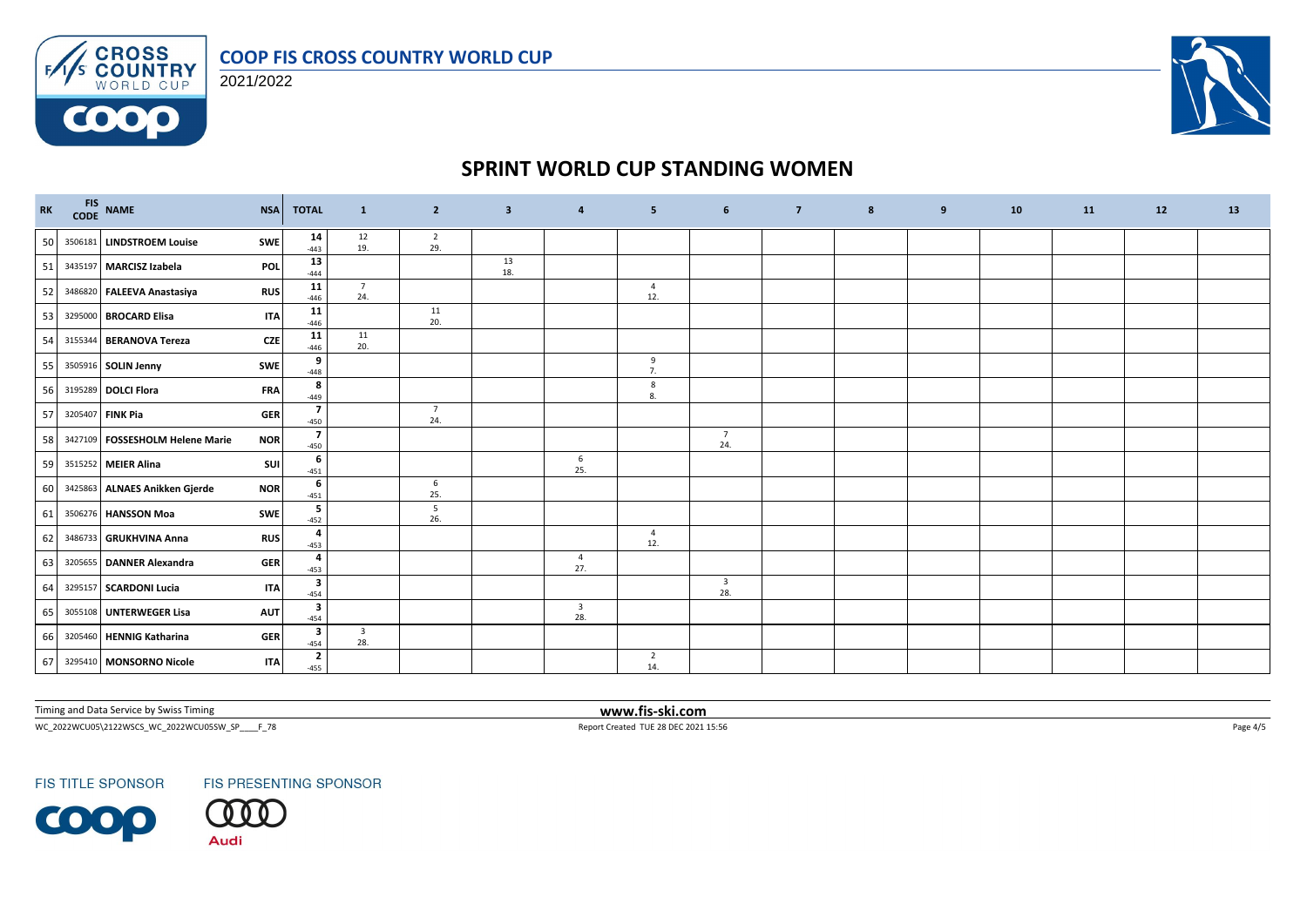# COOP FIS CROSS COUNTRY WORLD CUP

2021/2022

## SPRINT WORLD CUP STANDING WOMEN

| RK | FIS CODE | NAME | NSA | TOTAL | 1 | 2 | 3 | 4 | 5 | 6 | 7 | 8 | 9 | 10 | 11 | 12 | 13 |
|---|---|---|---|---|---|---|---|---|---|---|---|---|---|---|---|---|---|
| 50 | 3506181 | **LINDSTROEM Louise** | SWE | **14** -443 | 12 19. | 2 29. | | | | | | | | | | | |
| 51 | 3435197 | **MARCISZ Izabela** | POL | **13** -444 | | | 13 18. | | | | | | | | | | |
| 52 | 3486820 | **FALEEVA Anastasiya** | RUS | **11** -446 | 7 24. | | | | 4 12. | | | | | | | | |
| 53 | 3295000 | **BROCARD Elisa** | ITA | **11** -446 | | 11 20. | | | | | | | | | | | |
| 54 | 3155344 | **BERANOVA Tereza** | CZE | **11** -446 | 11 20. | | | | | | | | | | | | |
| 55 | 3505916 | **SOLIN Jenny** | SWE | **9** -448 | | | | | 9 7. | | | | | | | | |
| 56 | 3195289 | **DOLCI Flora** | FRA | **8** -449 | | | | | 8 8. | | | | | | | | |
| 57 | 3205407 | **FINK Pia** | GER | **7** -450 | | 7 24. | | | | | | | | | | | |
| 58 | 3427109 | **FOSSESHOLM Helene Marie** | NOR | **7** -450 | | | | | | 7 24. | | | | | | | |
| 59 | 3515252 | **MEIER Alina** | SUI | **6** -451 | | | | 6 25. | | | | | | | | | |
| 60 | 3425863 | **ALNAES Anikken Gjerde** | NOR | **6** -451 | | 6 25. | | | | | | | | | | | |
| 61 | 3506276 | **HANSSON Moa** | SWE | **5** -452 | | 5 26. | | | | | | | | | | | |
| 62 | 3486733 | **GRUKHVINA Anna** | RUS | **4** -453 | | | | | 4 12. | | | | | | | | |
| 63 | 3205655 | **DANNER Alexandra** | GER | **4** -453 | | | | 4 27. | | | | | | | | | |
| 64 | 3295157 | **SCARDONI Lucia** | ITA | **3** -454 | | | | | | 3 28. | | | | | | | |
| 65 | 3055108 | **UNTERWEGER Lisa** | AUT | **3** -454 | | | | 3 28. | | | | | | | | | |
| 66 | 3205460 | **HENNIG Katharina** | GER | **3** -454 | 3 28. | | | | | | | | | | | | |
| 67 | 3295410 | **MONSORNO Nicole** | ITA | **2** -455 | | | | | 2 14. | | | | | | | | |

Timing and Data Service by Swiss Timing

**www.fis-ski.com**

WC_2022WCU05\2122WSCS_WC_2022WCU05SW_SP____F_78

Report Created TUE 28 DEC 2021 15:56

FIS TITLE SPONSOR

FIS PRESENTING SPONSOR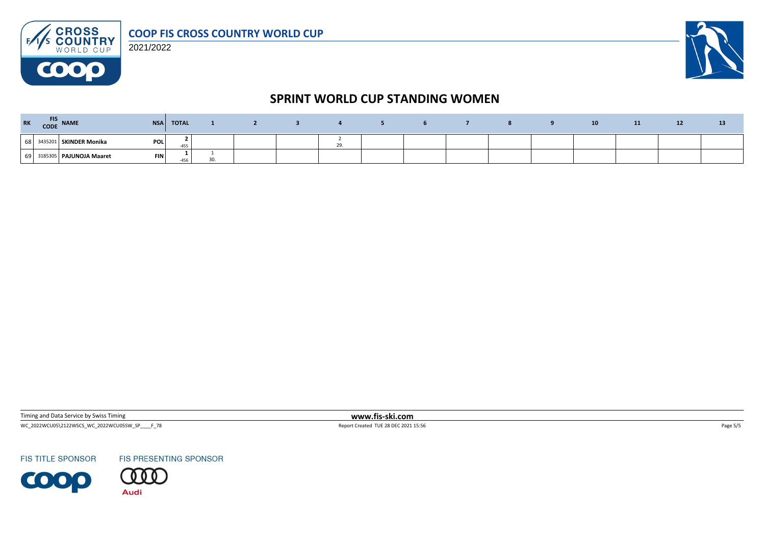# SPRINT WORLD CUP STANDING WOMEN

| RK | FIS CODE | NAME | NSA | TOTAL | 1 | 2 | 3 | 4 | 5 | 6 | 7 | 8 | 9 | 10 | 11 | 12 | 13 |
|---|---|---|---|---|---|---|---|---|---|---|---|---|---|---|---|---|---|
| 68 | 3435201 | **SKINDER Monika** | POL | **2** -455 | | | | 2 29. | | | | | | | | | |
| 69 | 3185305 | **PAJUNOJA Maaret** | FIN | **1** -456 | 1 30. | | | | | | | | | | | | |

Timing and Data Service by Swiss Timing

**www.fis-ski.com**

WC_2022WCU05\2122WSCS_WC_2022WCU05SW_SP____F_78

Report Created TUE 28 DEC 2021 15:56

FIS TITLE SPONSOR

FIS PRESENTING SPONSOR